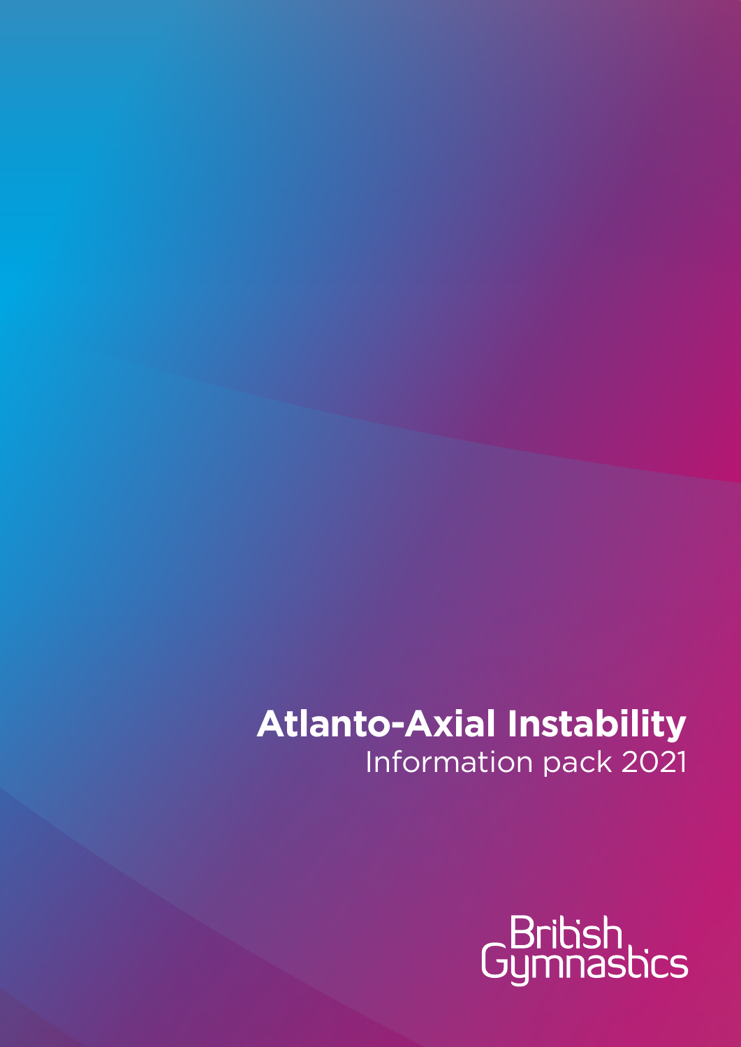# Atlanto-Axial Instability

Information pack 2021

British Gymnastics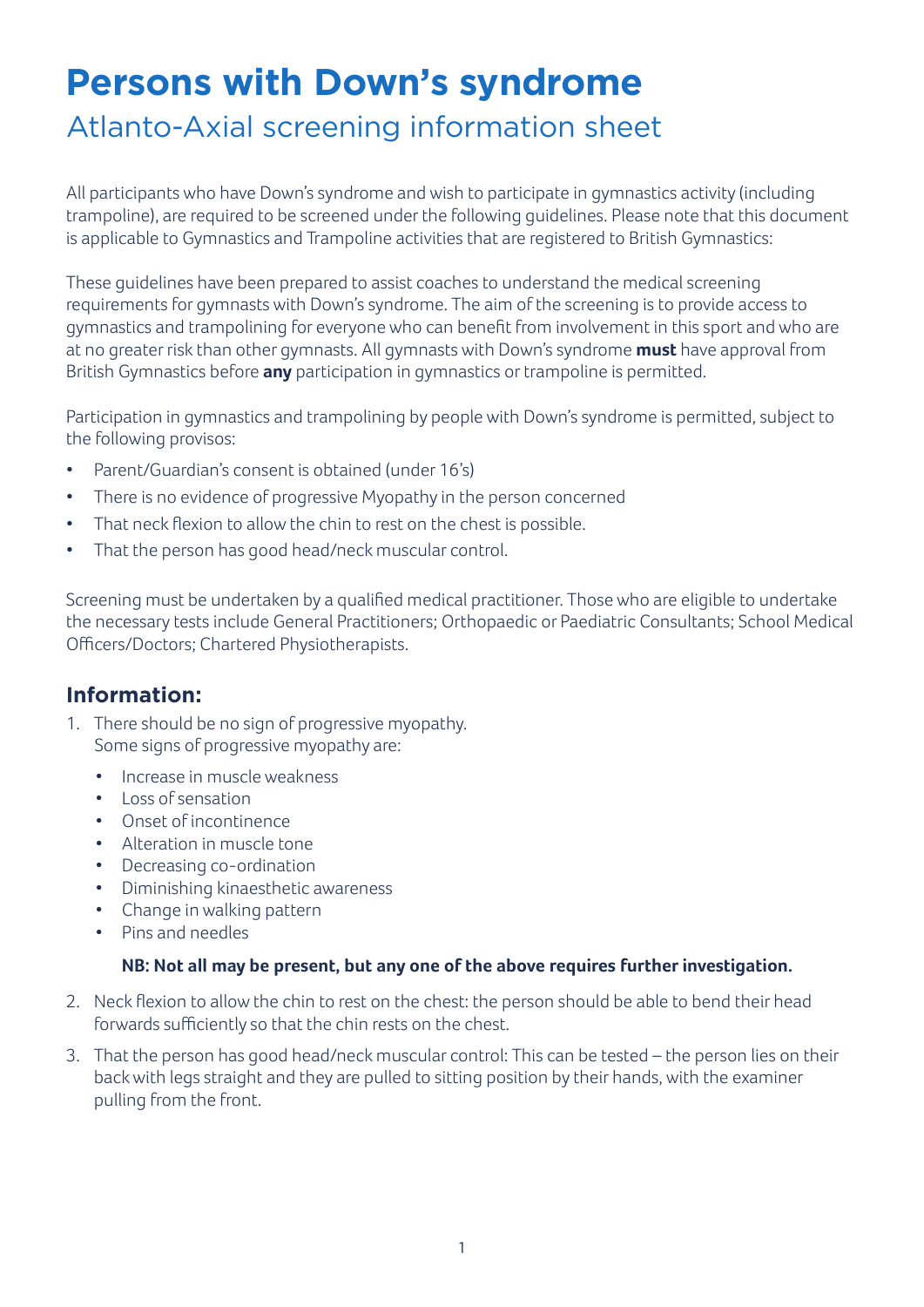# Persons with Down's syndrome

## Atlanto-Axial screening information sheet

All participants who have Down's syndrome and wish to participate in gymnastics activity (including trampoline), are required to be screened under the following guidelines. Please note that this document is applicable to Gymnastics and Trampoline activities that are registered to British Gymnastics:

These guidelines have been prepared to assist coaches to understand the medical screening requirements for gymnasts with Down's syndrome. The aim of the screening is to provide access to gymnastics and trampolining for everyone who can benefit from involvement in this sport and who are at no greater risk than other gymnasts. All gymnasts with Down's syndrome **must** have approval from British Gymnastics before **any** participation in gymnastics or trampoline is permitted.

Participation in gymnastics and trampolining by people with Down's syndrome is permitted, subject to the following provisos:

- Parent/Guardian's consent is obtained (under 16's)
- There is no evidence of progressive Myopathy in the person concerned
- That neck flexion to allow the chin to rest on the chest is possible.
- That the person has good head/neck muscular control.

Screening must be undertaken by a qualified medical practitioner. Those who are eligible to undertake the necessary tests include General Practitioners; Orthopaedic or Paediatric Consultants; School Medical Officers/Doctors; Chartered Physiotherapists.

### Information:

1. There should be no sign of progressive myopathy.
   Some signs of progressive myopathy are:
   - Increase in muscle weakness
   - Loss of sensation
   - Onset of incontinence
   - Alteration in muscle tone
   - Decreasing co-ordination
   - Diminishing kinaesthetic awareness
   - Change in walking pattern
   - Pins and needles

   **NB: Not all may be present, but any one of the above requires further investigation.**

2. Neck flexion to allow the chin to rest on the chest: the person should be able to bend their head forwards sufficiently so that the chin rests on the chest.
3. That the person has good head/neck muscular control: This can be tested – the person lies on their back with legs straight and they are pulled to sitting position by their hands, with the examiner pulling from the front.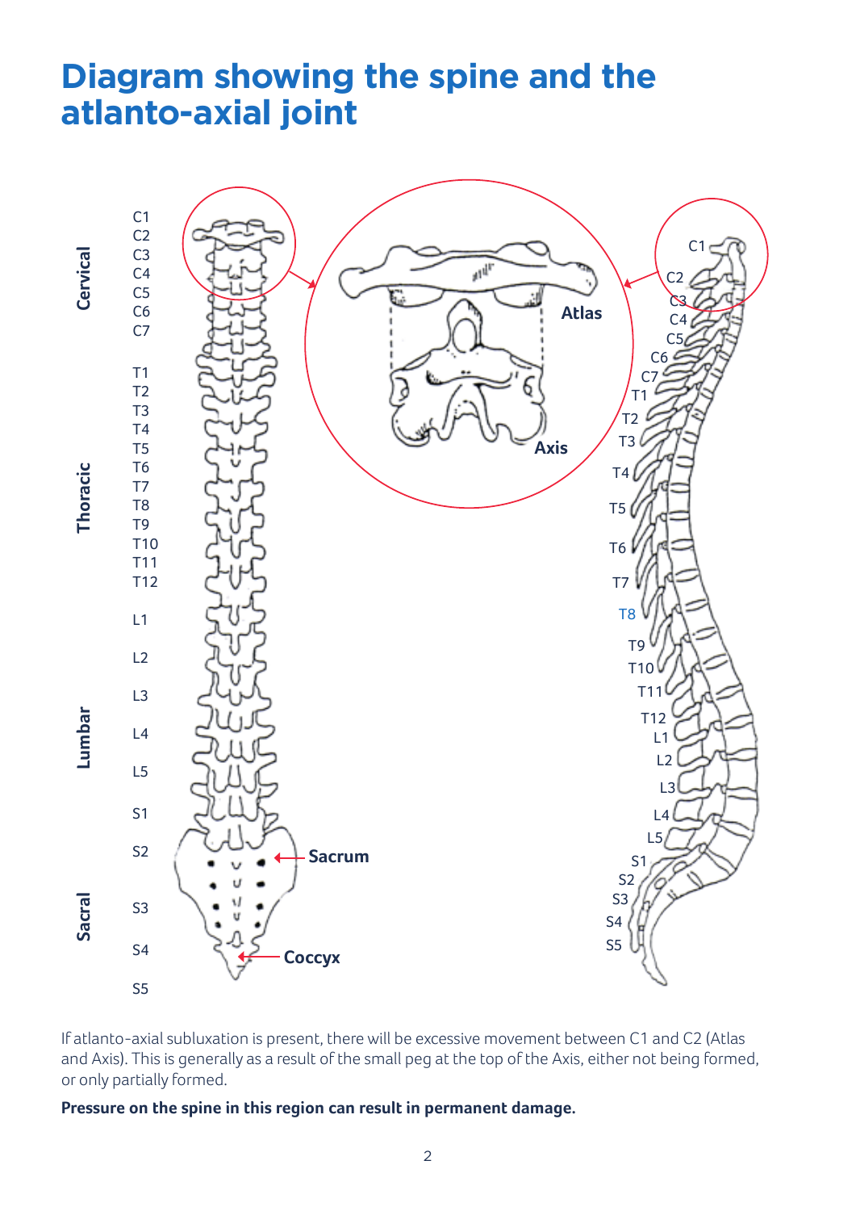# Diagram showing the spine and the atlanto-axial joint

If atlanto-axial subluxation is present, there will be excessive movement between C1 and C2 (Atlas and Axis). This is generally as a result of the small peg at the top of the Axis, either not being formed, or only partially formed.

**Pressure on the spine in this region can result in permanent damage.**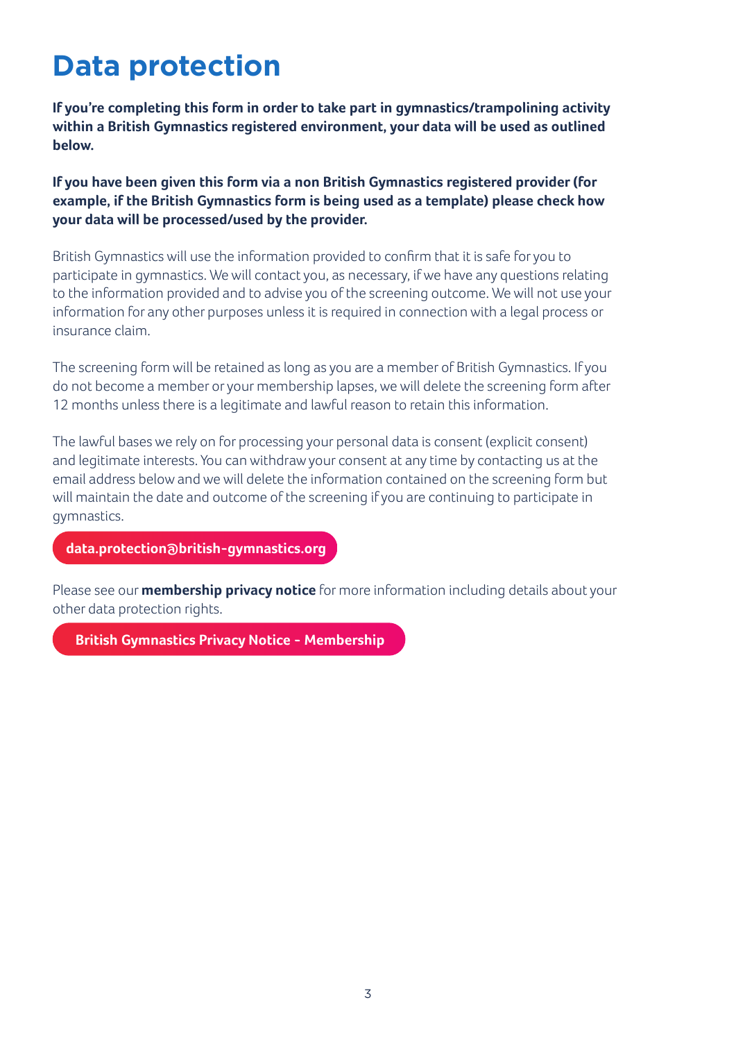# Data protection

**If you're completing this form in order to take part in gymnastics/trampolining activity within a British Gymnastics registered environment, your data will be used as outlined below.**

**If you have been given this form via a non British Gymnastics registered provider (for example, if the British Gymnastics form is being used as a template) please check how your data will be processed/used by the provider.**

British Gymnastics will use the information provided to confirm that it is safe for you to participate in gymnastics. We will contact you, as necessary, if we have any questions relating to the information provided and to advise you of the screening outcome. We will not use your information for any other purposes unless it is required in connection with a legal process or insurance claim.

The screening form will be retained as long as you are a member of British Gymnastics. If you do not become a member or your membership lapses, we will delete the screening form after 12 months unless there is a legitimate and lawful reason to retain this information.

The lawful bases we rely on for processing your personal data is consent (explicit consent) and legitimate interests. You can withdraw your consent at any time by contacting us at the email address below and we will delete the information contained on the screening form but will maintain the date and outcome of the screening if you are continuing to participate in gymnastics.

**data.protection@british-gymnastics.org**

Please see our **membership privacy notice** for more information including details about your other data protection rights.

**British Gymnastics Privacy Notice - Membership**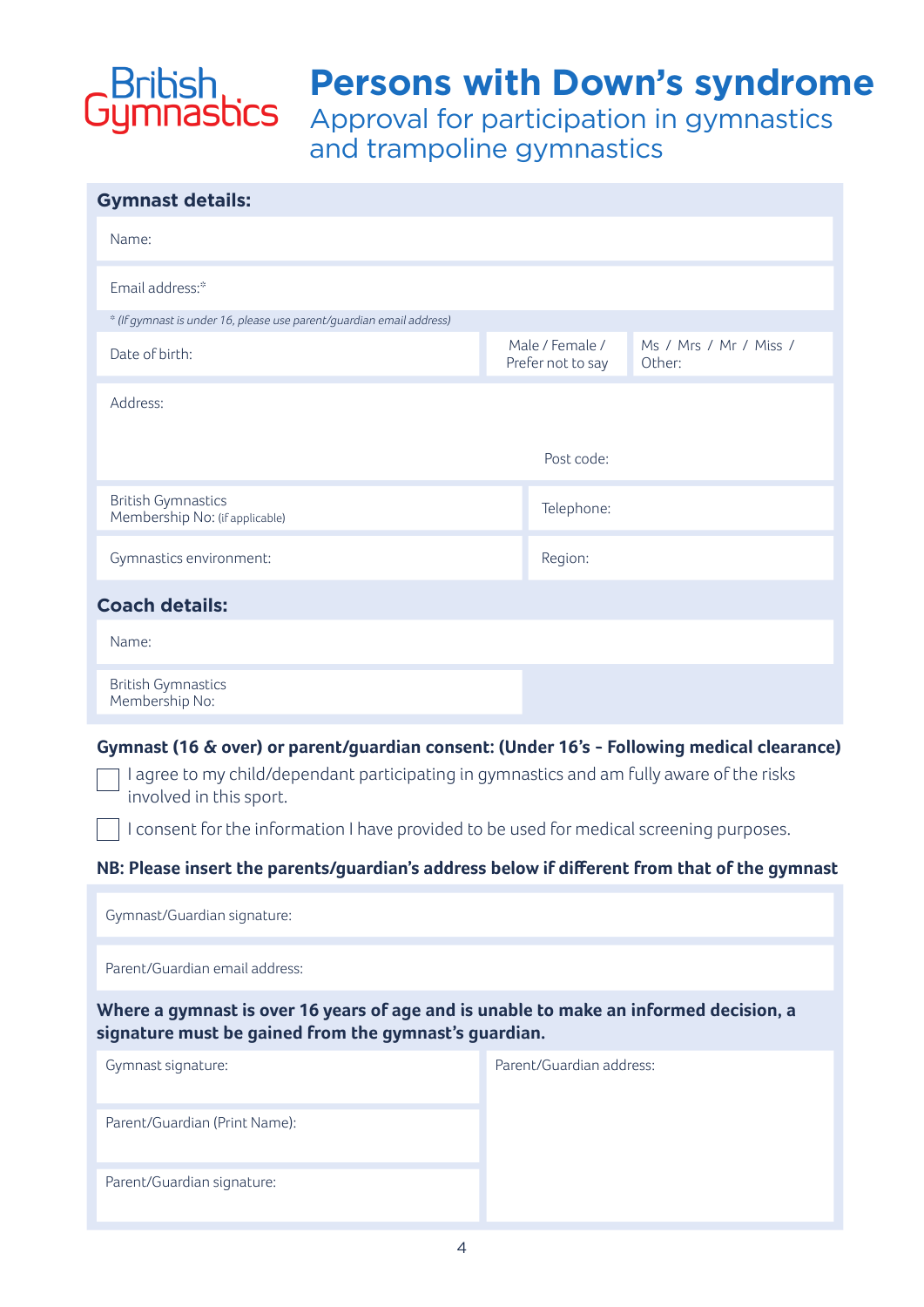British Gymnastics

# Persons with Down's syndrome

## Approval for participation in gymnastics and trampoline gymnastics

### Gymnast details:

| | | |
|---|---|---|
| Name: | | |
| Email address:* | | |
| *(If gymnast is under 16, please use parent/guardian email address)* | | |
| Date of birth: | Male / Female / Prefer not to say | Ms / Mrs / Mr / Miss / Other: |
| Address: | Post code: | |
| British Gymnastics Membership No: (if applicable) | Telephone: | |
| Gymnastics environment: | Region: | |

### Coach details:

| | |
|---|---|
| Name: | |
| British Gymnastics Membership No: | |

**Gymnast (16 & over) or parent/guardian consent: (Under 16's - Following medical clearance)**

- ☐ I agree to my child/dependant participating in gymnastics and am fully aware of the risks involved in this sport.
- ☐ I consent for the information I have provided to be used for medical screening purposes.

**NB: Please insert the parents/guardian's address below if different from that of the gymnast**

| |
|---|
| Gymnast/Guardian signature: |
| Parent/Guardian email address: |

**Where a gymnast is over 16 years of age and is unable to make an informed decision, a signature must be gained from the gymnast's guardian.**

| | |
|---|---|
| Gymnast signature: | Parent/Guardian address: |
| Parent/Guardian (Print Name): | |
| Parent/Guardian signature: | |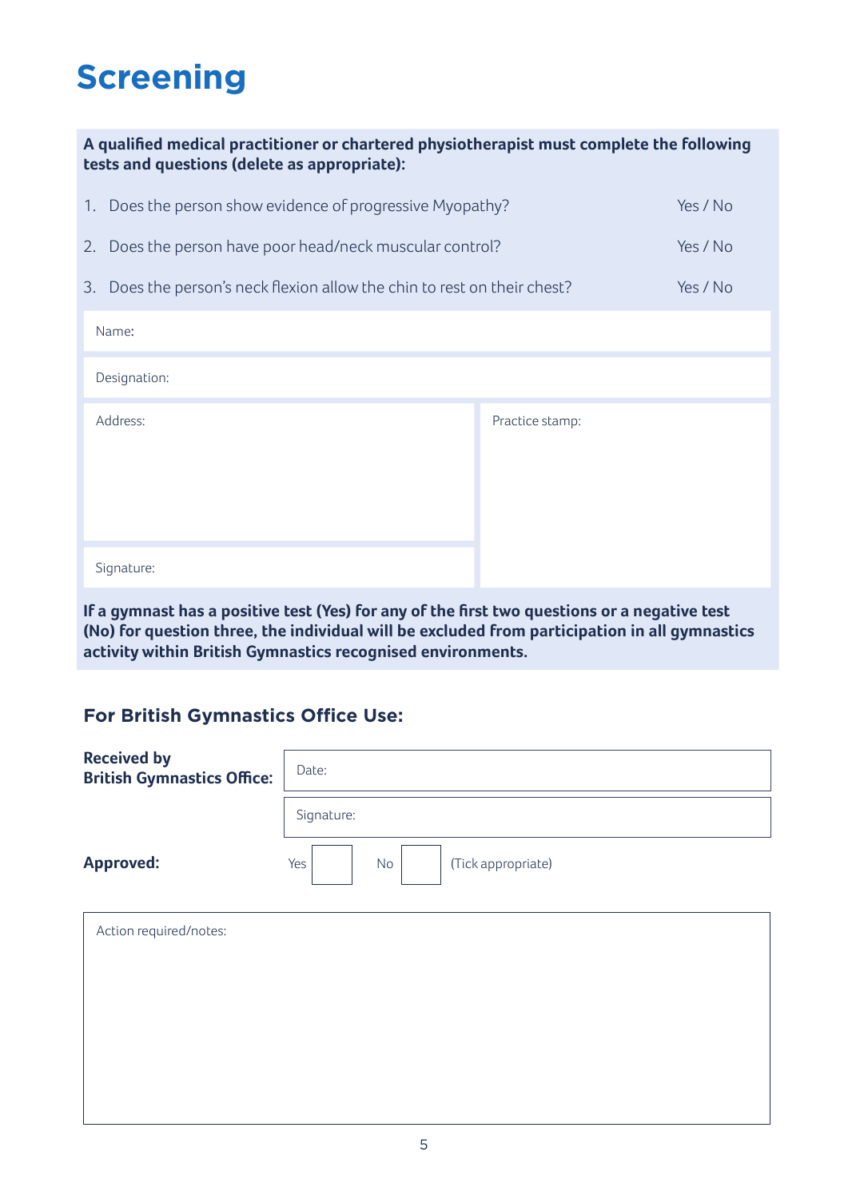# Screening

**A qualified medical practitioner or chartered physiotherapist must complete the following tests and questions (delete as appropriate):**

1. Does the person show evidence of progressive Myopathy? Yes / No
2. Does the person have poor head/neck muscular control? Yes / No
3. Does the person's neck flexion allow the chin to rest on their chest? Yes / No

Name:

Designation:

| Address: | Practice stamp: |
|---|---|
| Signature: | |

**If a gymnast has a positive test (Yes) for any of the first two questions or a negative test (No) for question three, the individual will be excluded from participation in all gymnastics activity within British Gymnastics recognised environments.**

### For British Gymnastics Office Use:

**Received by British Gymnastics Office:**

Date:

Signature:

**Approved:** Yes ☐ No ☐ (Tick appropriate)

Action required/notes: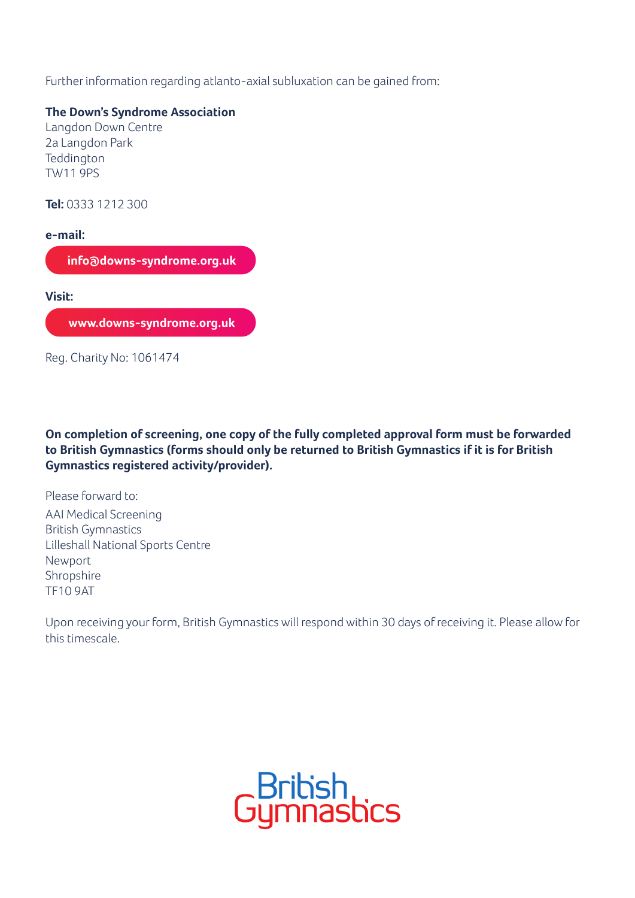Further information regarding atlanto-axial subluxation can be gained from:

**The Down's Syndrome Association**
Langdon Down Centre
2a Langdon Park
Teddington
TW11 9PS

**Tel:** 0333 1212 300

**e-mail:**

info@downs-syndrome.org.uk

**Visit:**

www.downs-syndrome.org.uk

Reg. Charity No: 1061474

**On completion of screening, one copy of the fully completed approval form must be forwarded to British Gymnastics (forms should only be returned to British Gymnastics if it is for British Gymnastics registered activity/provider).**

Please forward to:

AAI Medical Screening
British Gymnastics
Lilleshall National Sports Centre
Newport
Shropshire
TF10 9AT

Upon receiving your form, British Gymnastics will respond within 30 days of receiving it. Please allow for this timescale.

British Gymnastics